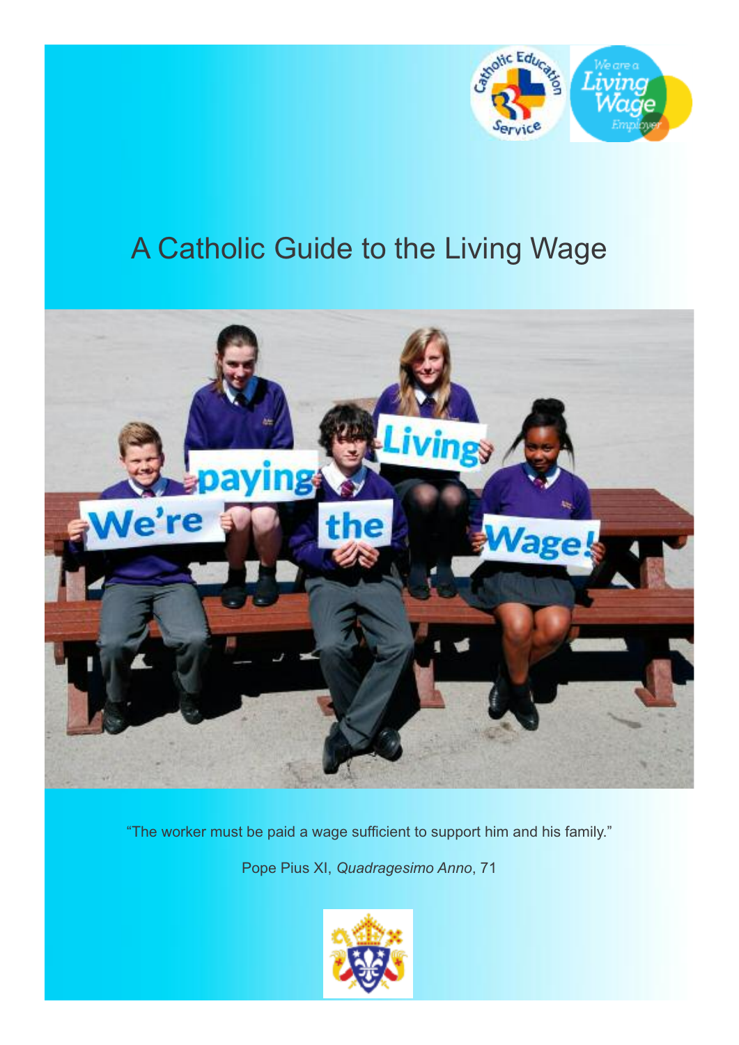# A Catholic Guide to the Living Wage

“The worker must be paid a wage sufficient to support him and his family.”

Pope Pius XI, *Quadragesimo Anno*, 71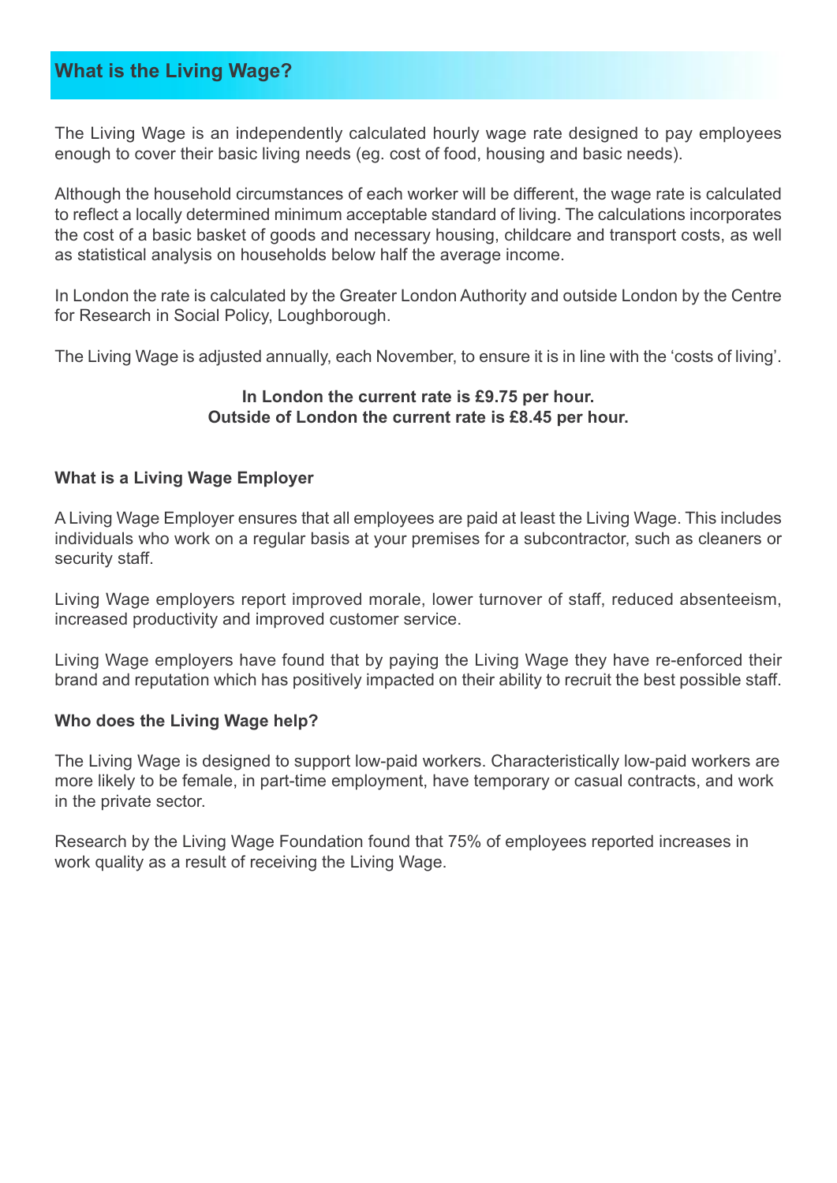## What is the Living Wage?

The Living Wage is an independently calculated hourly wage rate designed to pay employees enough to cover their basic living needs (eg. cost of food, housing and basic needs).

Although the household circumstances of each worker will be different, the wage rate is calculated to reflect a locally determined minimum acceptable standard of living. The calculations incorporates the cost of a basic basket of goods and necessary housing, childcare and transport costs, as well as statistical analysis on households below half the average income.

In London the rate is calculated by the Greater London Authority and outside London by the Centre for Research in Social Policy, Loughborough.

The Living Wage is adjusted annually, each November, to ensure it is in line with the 'costs of living'.

**In London the current rate is £9.75 per hour.**
**Outside of London the current rate is £8.45 per hour.**

### What is a Living Wage Employer

A Living Wage Employer ensures that all employees are paid at least the Living Wage. This includes individuals who work on a regular basis at your premises for a subcontractor, such as cleaners or security staff.

Living Wage employers report improved morale, lower turnover of staff, reduced absenteeism, increased productivity and improved customer service.

Living Wage employers have found that by paying the Living Wage they have re-enforced their brand and reputation which has positively impacted on their ability to recruit the best possible staff.

### Who does the Living Wage help?

The Living Wage is designed to support low-paid workers. Characteristically low-paid workers are more likely to be female, in part-time employment, have temporary or casual contracts, and work in the private sector.

Research by the Living Wage Foundation found that 75% of employees reported increases in work quality as a result of receiving the Living Wage.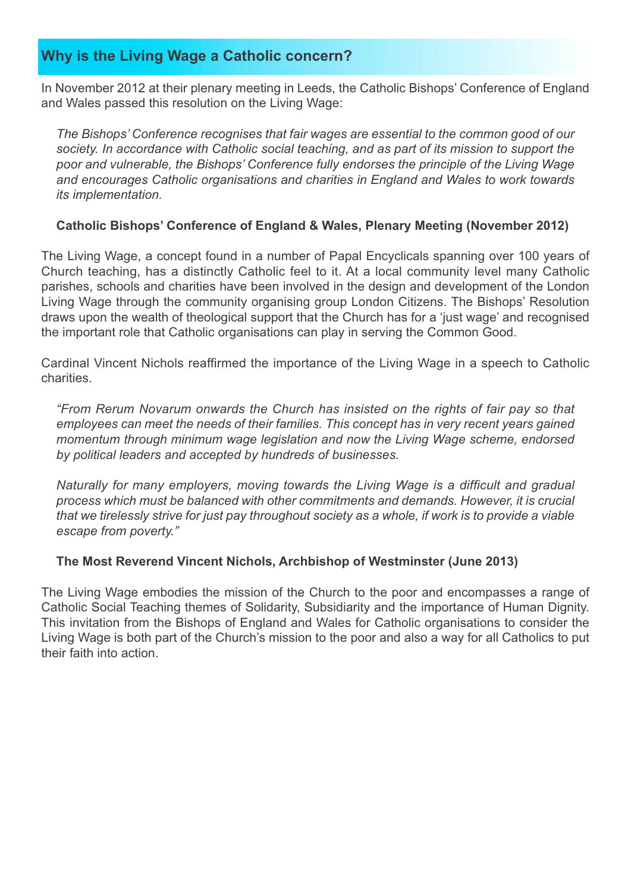## Why is the Living Wage a Catholic concern?

In November 2012 at their plenary meeting in Leeds, the Catholic Bishops' Conference of England and Wales passed this resolution on the Living Wage:

> *The Bishops' Conference recognises that fair wages are essential to the common good of our society. In accordance with Catholic social teaching, and as part of its mission to support the poor and vulnerable, the Bishops' Conference fully endorses the principle of the Living Wage and encourages Catholic organisations and charities in England and Wales to work towards its implementation.*
>
> **Catholic Bishops' Conference of England & Wales, Plenary Meeting (November 2012)**

The Living Wage, a concept found in a number of Papal Encyclicals spanning over 100 years of Church teaching, has a distinctly Catholic feel to it. At a local community level many Catholic parishes, schools and charities have been involved in the design and development of the London Living Wage through the community organising group London Citizens. The Bishops' Resolution draws upon the wealth of theological support that the Church has for a 'just wage' and recognised the important role that Catholic organisations can play in serving the Common Good.

Cardinal Vincent Nichols reaffirmed the importance of the Living Wage in a speech to Catholic charities.

> *"From Rerum Novarum onwards the Church has insisted on the rights of fair pay so that employees can meet the needs of their families. This concept has in very recent years gained momentum through minimum wage legislation and now the Living Wage scheme, endorsed by political leaders and accepted by hundreds of businesses.*
>
> *Naturally for many employers, moving towards the Living Wage is a difficult and gradual process which must be balanced with other commitments and demands. However, it is crucial that we tirelessly strive for just pay throughout society as a whole, if work is to provide a viable escape from poverty."*
>
> **The Most Reverend Vincent Nichols, Archbishop of Westminster (June 2013)**

The Living Wage embodies the mission of the Church to the poor and encompasses a range of Catholic Social Teaching themes of Solidarity, Subsidiarity and the importance of Human Dignity. This invitation from the Bishops of England and Wales for Catholic organisations to consider the Living Wage is both part of the Church's mission to the poor and also a way for all Catholics to put their faith into action.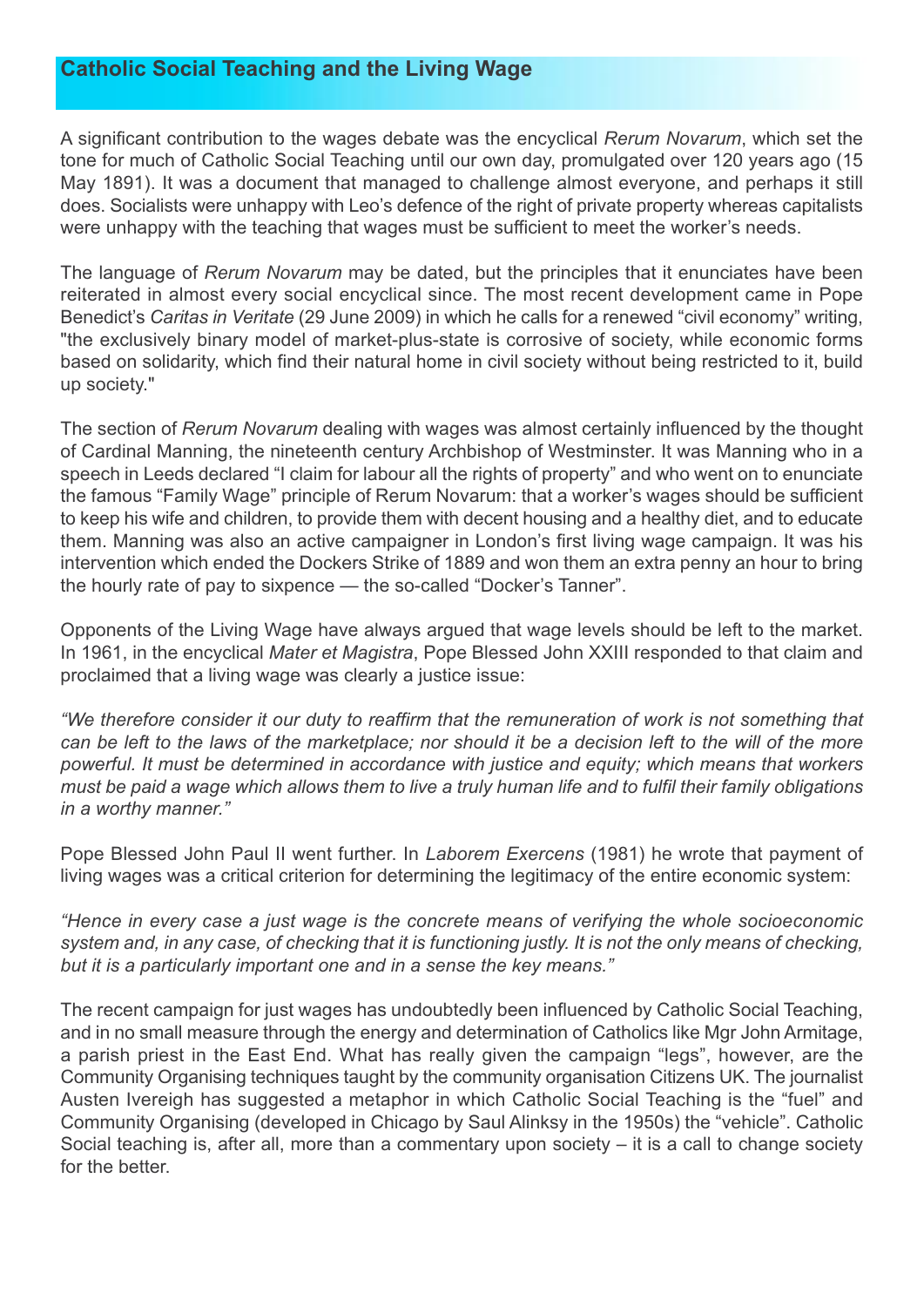## Catholic Social Teaching and the Living Wage

A significant contribution to the wages debate was the encyclical *Rerum Novarum*, which set the tone for much of Catholic Social Teaching until our own day, promulgated over 120 years ago (15 May 1891). It was a document that managed to challenge almost everyone, and perhaps it still does. Socialists were unhappy with Leo's defence of the right of private property whereas capitalists were unhappy with the teaching that wages must be sufficient to meet the worker's needs.

The language of *Rerum Novarum* may be dated, but the principles that it enunciates have been reiterated in almost every social encyclical since. The most recent development came in Pope Benedict's *Caritas in Veritate* (29 June 2009) in which he calls for a renewed "civil economy" writing, "the exclusively binary model of market-plus-state is corrosive of society, while economic forms based on solidarity, which find their natural home in civil society without being restricted to it, build up society."

The section of *Rerum Novarum* dealing with wages was almost certainly influenced by the thought of Cardinal Manning, the nineteenth century Archbishop of Westminster. It was Manning who in a speech in Leeds declared "I claim for labour all the rights of property" and who went on to enunciate the famous "Family Wage" principle of Rerum Novarum: that a worker's wages should be sufficient to keep his wife and children, to provide them with decent housing and a healthy diet, and to educate them. Manning was also an active campaigner in London's first living wage campaign. It was his intervention which ended the Dockers Strike of 1889 and won them an extra penny an hour to bring the hourly rate of pay to sixpence — the so-called "Docker's Tanner".

Opponents of the Living Wage have always argued that wage levels should be left to the market. In 1961, in the encyclical *Mater et Magistra*, Pope Blessed John XXIII responded to that claim and proclaimed that a living wage was clearly a justice issue:

*"We therefore consider it our duty to reaffirm that the remuneration of work is not something that can be left to the laws of the marketplace; nor should it be a decision left to the will of the more powerful. It must be determined in accordance with justice and equity; which means that workers must be paid a wage which allows them to live a truly human life and to fulfil their family obligations in a worthy manner."*

Pope Blessed John Paul II went further. In *Laborem Exercens* (1981) he wrote that payment of living wages was a critical criterion for determining the legitimacy of the entire economic system:

*"Hence in every case a just wage is the concrete means of verifying the whole socioeconomic system and, in any case, of checking that it is functioning justly. It is not the only means of checking, but it is a particularly important one and in a sense the key means."*

The recent campaign for just wages has undoubtedly been influenced by Catholic Social Teaching, and in no small measure through the energy and determination of Catholics like Mgr John Armitage, a parish priest in the East End. What has really given the campaign "legs", however, are the Community Organising techniques taught by the community organisation Citizens UK. The journalist Austen Ivereigh has suggested a metaphor in which Catholic Social Teaching is the "fuel" and Community Organising (developed in Chicago by Saul Alinksy in the 1950s) the "vehicle". Catholic Social teaching is, after all, more than a commentary upon society – it is a call to change society for the better.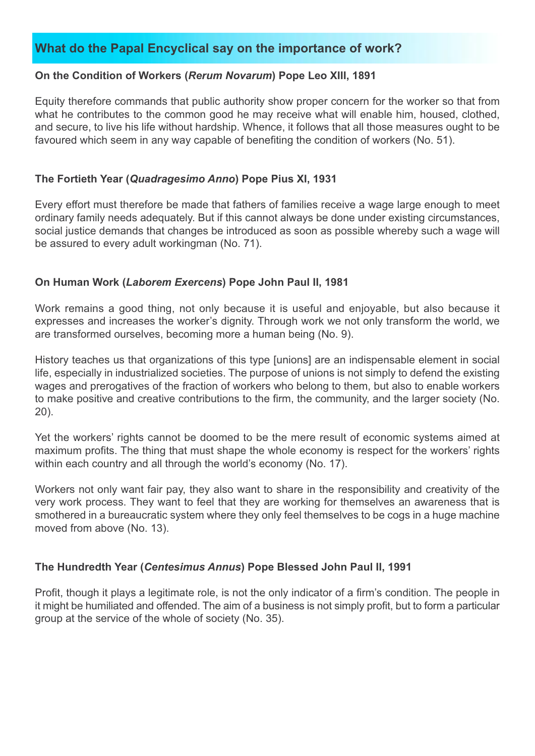## What do the Papal Encyclical say on the importance of work?

**On the Condition of Workers (*Rerum Novarum*) Pope Leo XIII, 1891**

Equity therefore commands that public authority show proper concern for the worker so that from what he contributes to the common good he may receive what will enable him, housed, clothed, and secure, to live his life without hardship. Whence, it follows that all those measures ought to be favoured which seem in any way capable of benefiting the condition of workers (No. 51).

**The Fortieth Year (*Quadragesimo Anno*) Pope Pius XI, 1931**

Every effort must therefore be made that fathers of families receive a wage large enough to meet ordinary family needs adequately. But if this cannot always be done under existing circumstances, social justice demands that changes be introduced as soon as possible whereby such a wage will be assured to every adult workingman (No. 71).

**On Human Work (*Laborem Exercens*) Pope John Paul II, 1981**

Work remains a good thing, not only because it is useful and enjoyable, but also because it expresses and increases the worker's dignity. Through work we not only transform the world, we are transformed ourselves, becoming more a human being (No. 9).

History teaches us that organizations of this type [unions] are an indispensable element in social life, especially in industrialized societies. The purpose of unions is not simply to defend the existing wages and prerogatives of the fraction of workers who belong to them, but also to enable workers to make positive and creative contributions to the firm, the community, and the larger society (No. 20).

Yet the workers' rights cannot be doomed to be the mere result of economic systems aimed at maximum profits. The thing that must shape the whole economy is respect for the workers' rights within each country and all through the world's economy (No. 17).

Workers not only want fair pay, they also want to share in the responsibility and creativity of the very work process. They want to feel that they are working for themselves an awareness that is smothered in a bureaucratic system where they only feel themselves to be cogs in a huge machine moved from above (No. 13).

**The Hundredth Year (*Centesimus Annus*) Pope Blessed John Paul II, 1991**

Profit, though it plays a legitimate role, is not the only indicator of a firm's condition. The people in it might be humiliated and offended. The aim of a business is not simply profit, but to form a particular group at the service of the whole of society (No. 35).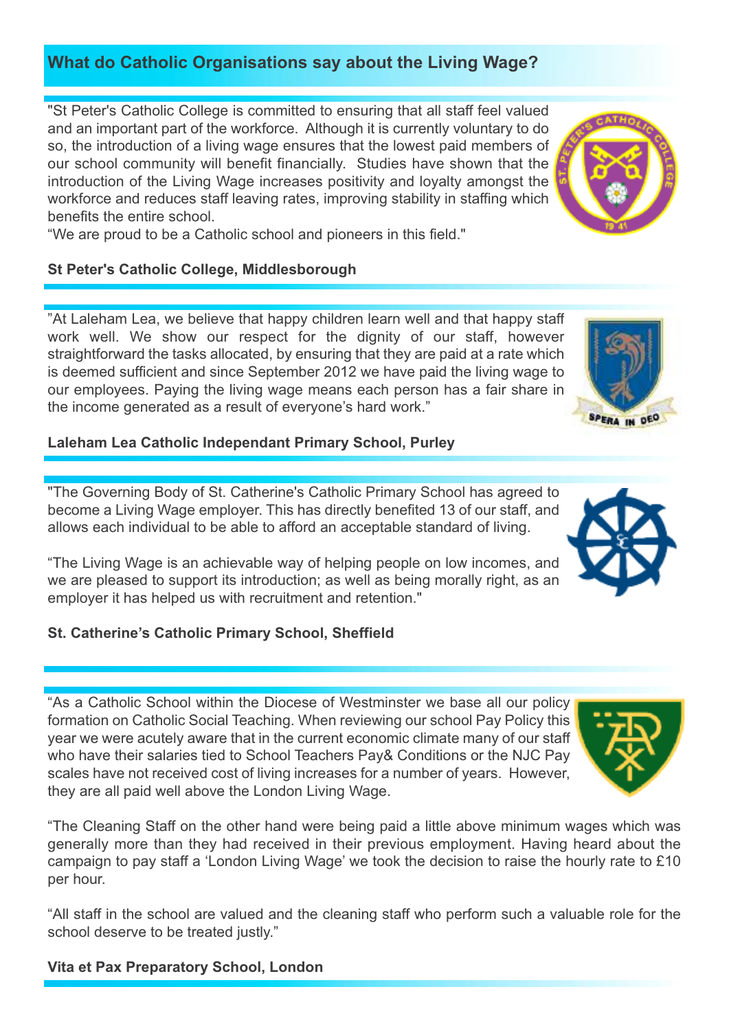## What do Catholic Organisations say about the Living Wage?

"St Peter's Catholic College is committed to ensuring that all staff feel valued and an important part of the workforce. Although it is currently voluntary to do so, the introduction of a living wage ensures that the lowest paid members of our school community will benefit financially. Studies have shown that the introduction of the Living Wage increases positivity and loyalty amongst the workforce and reduces staff leaving rates, improving stability in staffing which benefits the entire school.
"We are proud to be a Catholic school and pioneers in this field."

**St Peter's Catholic College, Middlesborough**

"At Laleham Lea, we believe that happy children learn well and that happy staff work well. We show our respect for the dignity of our staff, however straightforward the tasks allocated, by ensuring that they are paid at a rate which is deemed sufficient and since September 2012 we have paid the living wage to our employees. Paying the living wage means each person has a fair share in the income generated as a result of everyone's hard work."

**Laleham Lea Catholic Independant Primary School, Purley**

"The Governing Body of St. Catherine's Catholic Primary School has agreed to become a Living Wage employer. This has directly benefited 13 of our staff, and allows each individual to be able to afford an acceptable standard of living.

"The Living Wage is an achievable way of helping people on low incomes, and we are pleased to support its introduction; as well as being morally right, as an employer it has helped us with recruitment and retention."

**St. Catherine's Catholic Primary School, Sheffield**

"As a Catholic School within the Diocese of Westminster we base all our policy formation on Catholic Social Teaching. When reviewing our school Pay Policy this year we were acutely aware that in the current economic climate many of our staff who have their salaries tied to School Teachers Pay& Conditions or the NJC Pay scales have not received cost of living increases for a number of years. However, they are all paid well above the London Living Wage.

"The Cleaning Staff on the other hand were being paid a little above minimum wages which was generally more than they had received in their previous employment. Having heard about the campaign to pay staff a 'London Living Wage' we took the decision to raise the hourly rate to £10 per hour.

"All staff in the school are valued and the cleaning staff who perform such a valuable role for the school deserve to be treated justly."

**Vita et Pax Preparatory School, London**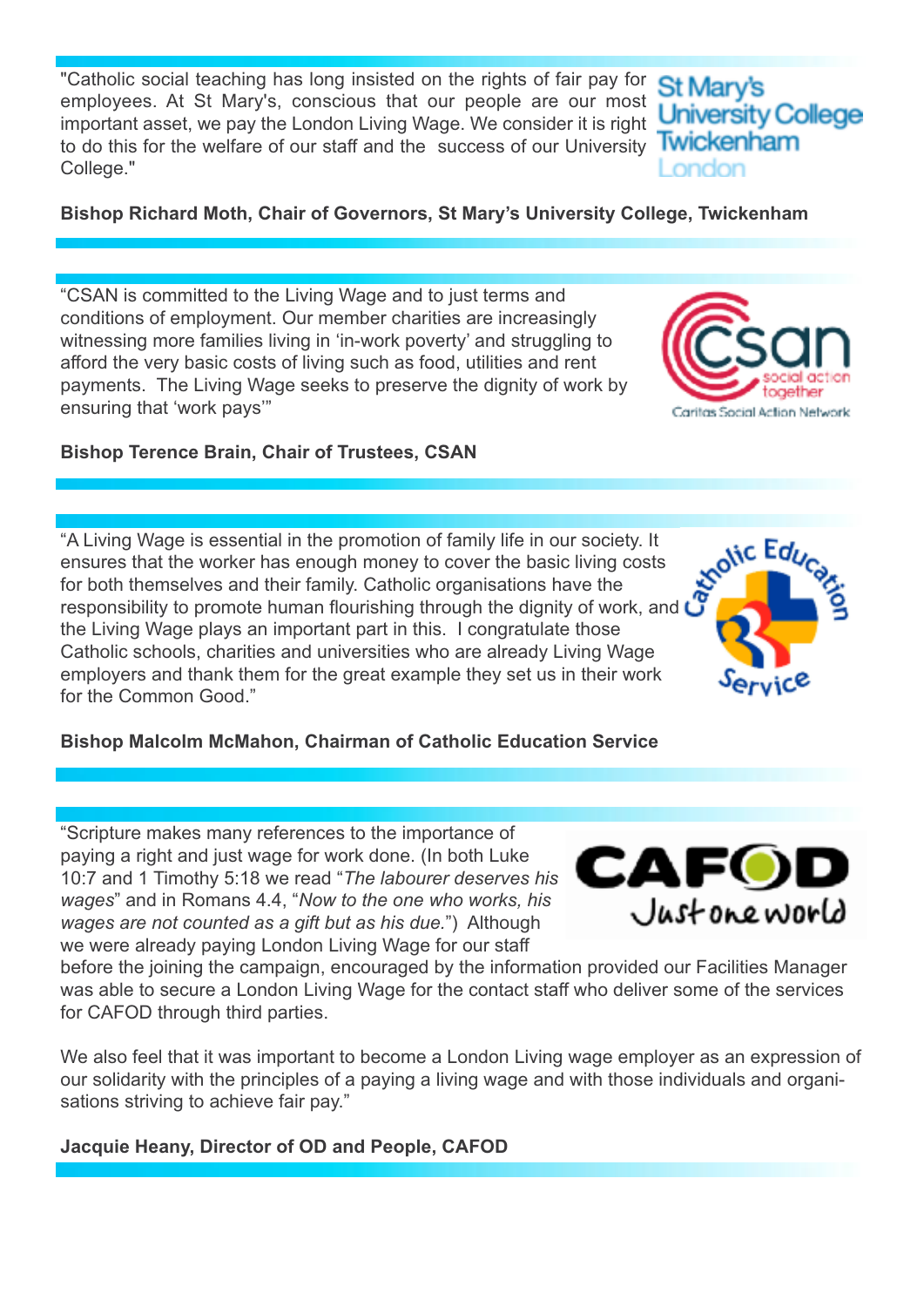"Catholic social teaching has long insisted on the rights of fair pay for employees. At St Mary's, conscious that our people are our most important asset, we pay the London Living Wage. We consider it is right to do this for the welfare of our staff and the success of our University College."

**Bishop Richard Moth, Chair of Governors, St Mary's University College, Twickenham**

"CSAN is committed to the Living Wage and to just terms and conditions of employment. Our member charities are increasingly witnessing more families living in 'in-work poverty' and struggling to afford the very basic costs of living such as food, utilities and rent payments. The Living Wage seeks to preserve the dignity of work by ensuring that 'work pays'"

**Bishop Terence Brain, Chair of Trustees, CSAN**

"A Living Wage is essential in the promotion of family life in our society. It ensures that the worker has enough money to cover the basic living costs for both themselves and their family. Catholic organisations have the responsibility to promote human flourishing through the dignity of work, and the Living Wage plays an important part in this. I congratulate those Catholic schools, charities and universities who are already Living Wage employers and thank them for the great example they set us in their work for the Common Good."

**Bishop Malcolm McMahon, Chairman of Catholic Education Service**

"Scripture makes many references to the importance of paying a right and just wage for work done. (In both Luke 10:7 and 1 Timothy 5:18 we read "*The labourer deserves his wages*" and in Romans 4.4, "*Now to the one who works, his wages are not counted as a gift but as his due.*") Although we were already paying London Living Wage for our staff before the joining the campaign, encouraged by the information provided our Facilities Manager was able to secure a London Living Wage for the contact staff who deliver some of the services for CAFOD through third parties.

We also feel that it was important to become a London Living wage employer as an expression of our solidarity with the principles of a paying a living wage and with those individuals and organisations striving to achieve fair pay."

**Jacquie Heany, Director of OD and People, CAFOD**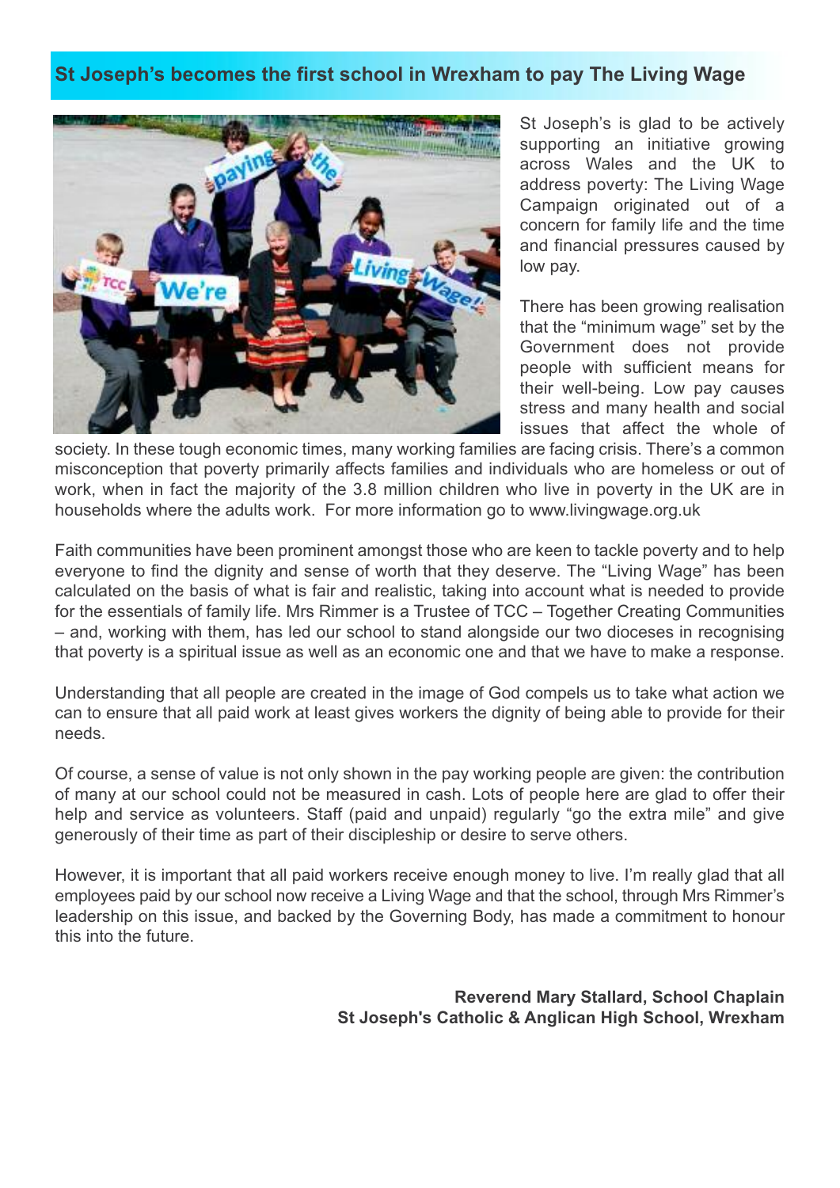## St Joseph's becomes the first school in Wrexham to pay The Living Wage

St Joseph's is glad to be actively supporting an initiative growing across Wales and the UK to address poverty: The Living Wage Campaign originated out of a concern for family life and the time and financial pressures caused by low pay.

There has been growing realisation that the "minimum wage" set by the Government does not provide people with sufficient means for their well-being. Low pay causes stress and many health and social issues that affect the whole of society. In these tough economic times, many working families are facing crisis. There's a common misconception that poverty primarily affects families and individuals who are homeless or out of work, when in fact the majority of the 3.8 million children who live in poverty in the UK are in households where the adults work. For more information go to www.livingwage.org.uk

Faith communities have been prominent amongst those who are keen to tackle poverty and to help everyone to find the dignity and sense of worth that they deserve. The "Living Wage" has been calculated on the basis of what is fair and realistic, taking into account what is needed to provide for the essentials of family life. Mrs Rimmer is a Trustee of TCC – Together Creating Communities – and, working with them, has led our school to stand alongside our two dioceses in recognising that poverty is a spiritual issue as well as an economic one and that we have to make a response.

Understanding that all people are created in the image of God compels us to take what action we can to ensure that all paid work at least gives workers the dignity of being able to provide for their needs.

Of course, a sense of value is not only shown in the pay working people are given: the contribution of many at our school could not be measured in cash. Lots of people here are glad to offer their help and service as volunteers. Staff (paid and unpaid) regularly "go the extra mile" and give generously of their time as part of their discipleship or desire to serve others.

However, it is important that all paid workers receive enough money to live. I'm really glad that all employees paid by our school now receive a Living Wage and that the school, through Mrs Rimmer's leadership on this issue, and backed by the Governing Body, has made a commitment to honour this into the future.

**Reverend Mary Stallard, School Chaplain**
**St Joseph's Catholic & Anglican High School, Wrexham**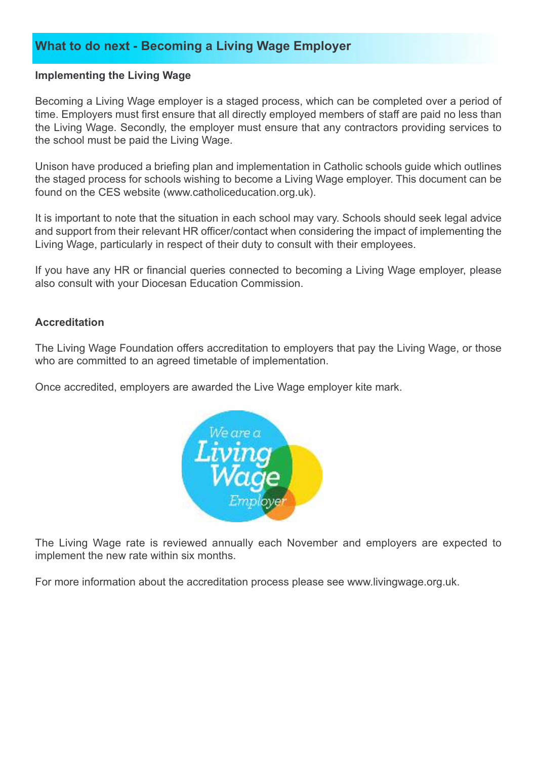## What to do next - Becoming a Living Wage Employer

**Implementing the Living Wage**

Becoming a Living Wage employer is a staged process, which can be completed over a period of time. Employers must first ensure that all directly employed members of staff are paid no less than the Living Wage. Secondly, the employer must ensure that any contractors providing services to the school must be paid the Living Wage.

Unison have produced a briefing plan and implementation in Catholic schools guide which outlines the staged process for schools wishing to become a Living Wage employer. This document can be found on the CES website (www.catholiceducation.org.uk).

It is important to note that the situation in each school may vary. Schools should seek legal advice and support from their relevant HR officer/contact when considering the impact of implementing the Living Wage, particularly in respect of their duty to consult with their employees.

If you have any HR or financial queries connected to becoming a Living Wage employer, please also consult with your Diocesan Education Commission.

**Accreditation**

The Living Wage Foundation offers accreditation to employers that pay the Living Wage, or those who are committed to an agreed timetable of implementation.

Once accredited, employers are awarded the Live Wage employer kite mark.

We are a Living Wage Employer

The Living Wage rate is reviewed annually each November and employers are expected to implement the new rate within six months.

For more information about the accreditation process please see www.livingwage.org.uk.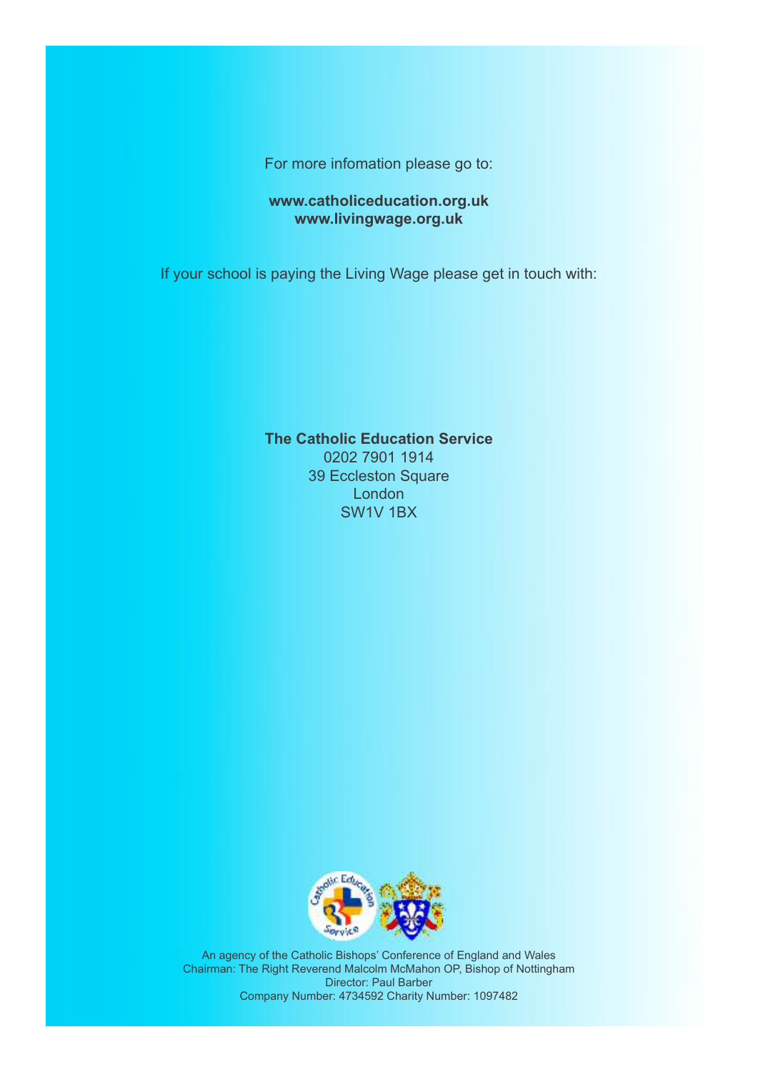For more infomation please go to:

**www.catholiceducation.org.uk**
**www.livingwage.org.uk**

If your school is paying the Living Wage please get in touch with:

**The Catholic Education Service**
0202 7901 1914
39 Eccleston Square
London
SW1V 1BX

An agency of the Catholic Bishops' Conference of England and Wales
Chairman: The Right Reverend Malcolm McMahon OP, Bishop of Nottingham
Director: Paul Barber
Company Number: 4734592 Charity Number: 1097482